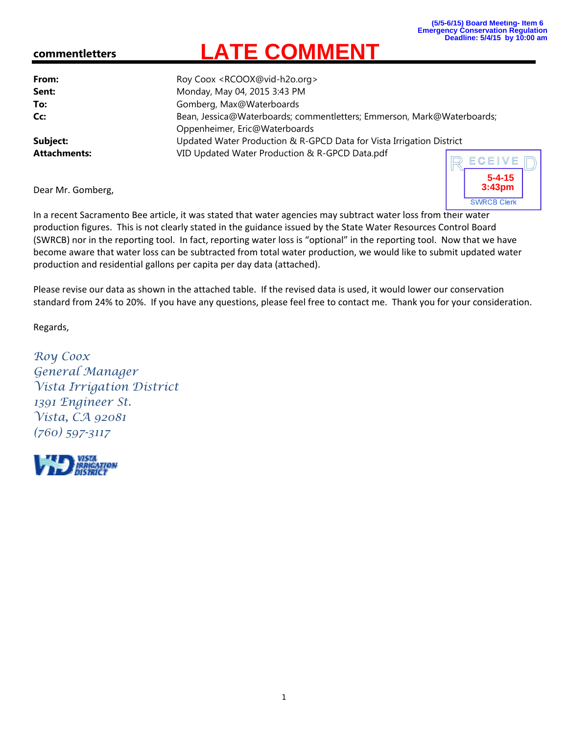(5/5-6/15) Board Meeting- Item 6
Emergency Conservation Regulation
Deadline: 5/4/15 by 10:00 am

**commentletters** **LATE COMMENT**

| | |
|---|---|
| **From:** | Roy Coox <RCOOX@vid-h2o.org> |
| **Sent:** | Monday, May 04, 2015 3:43 PM |
| **To:** | Gomberg, Max@Waterboards |
| **Cc:** | Bean, Jessica@Waterboards; commentletters; Emmerson, Mark@Waterboards; Oppenheimer, Eric@Waterboards |
| **Subject:** | Updated Water Production & R-GPCD Data for Vista Irrigation District |
| **Attachments:** | VID Updated Water Production & R-GPCD Data.pdf |

RECEIVED
5-4-15
3:43pm
SWRCB Clerk

Dear Mr. Gomberg,

In a recent Sacramento Bee article, it was stated that water agencies may subtract water loss from their water production figures. This is not clearly stated in the guidance issued by the State Water Resources Control Board (SWRCB) nor in the reporting tool. In fact, reporting water loss is "optional" in the reporting tool. Now that we have become aware that water loss can be subtracted from total water production, we would like to submit updated water production and residential gallons per capita per day data (attached).

Please revise our data as shown in the attached table. If the revised data is used, it would lower our conservation standard from 24% to 20%. If you have any questions, please feel free to contact me. Thank you for your consideration.

Regards,

*Roy Coox*
*General Manager*
*Vista Irrigation District*
*1391 Engineer St.*
*Vista, CA 92081*
*(760) 597-3117*

VISTA IRRIGATION DISTRICT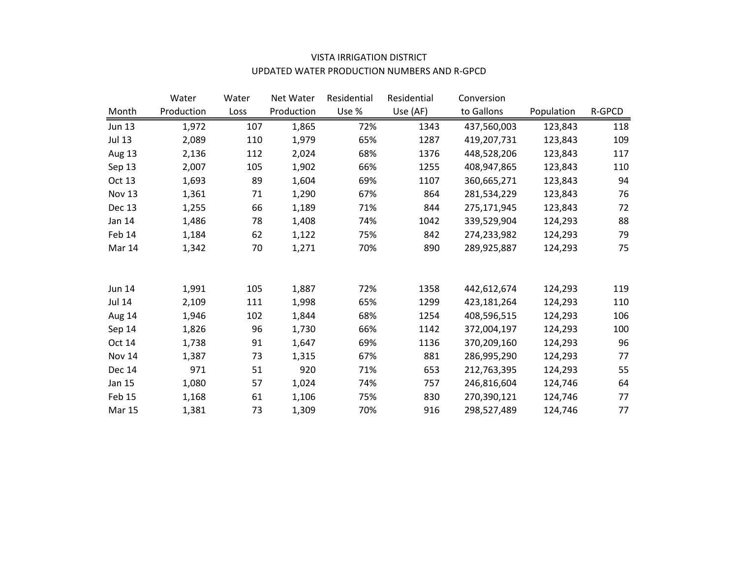# VISTA IRRIGATION DISTRICT

## UPDATED WATER PRODUCTION NUMBERS AND R-GPCD

| Month | Water Production | Water Loss | Net Water Production | Residential Use % | Residential Use (AF) | Conversion to Gallons | Population | R-GPCD |
|---|---|---|---|---|---|---|---|---|
| Jun 13 | 1,972 | 107 | 1,865 | 72% | 1343 | 437,560,003 | 123,843 | 118 |
| Jul 13 | 2,089 | 110 | 1,979 | 65% | 1287 | 419,207,731 | 123,843 | 109 |
| Aug 13 | 2,136 | 112 | 2,024 | 68% | 1376 | 448,528,206 | 123,843 | 117 |
| Sep 13 | 2,007 | 105 | 1,902 | 66% | 1255 | 408,947,865 | 123,843 | 110 |
| Oct 13 | 1,693 | 89 | 1,604 | 69% | 1107 | 360,665,271 | 123,843 | 94 |
| Nov 13 | 1,361 | 71 | 1,290 | 67% | 864 | 281,534,229 | 123,843 | 76 |
| Dec 13 | 1,255 | 66 | 1,189 | 71% | 844 | 275,171,945 | 123,843 | 72 |
| Jan 14 | 1,486 | 78 | 1,408 | 74% | 1042 | 339,529,904 | 124,293 | 88 |
| Feb 14 | 1,184 | 62 | 1,122 | 75% | 842 | 274,233,982 | 124,293 | 79 |
| Mar 14 | 1,342 | 70 | 1,271 | 70% | 890 | 289,925,887 | 124,293 | 75 |
| | | | | | | | | |
| Jun 14 | 1,991 | 105 | 1,887 | 72% | 1358 | 442,612,674 | 124,293 | 119 |
| Jul 14 | 2,109 | 111 | 1,998 | 65% | 1299 | 423,181,264 | 124,293 | 110 |
| Aug 14 | 1,946 | 102 | 1,844 | 68% | 1254 | 408,596,515 | 124,293 | 106 |
| Sep 14 | 1,826 | 96 | 1,730 | 66% | 1142 | 372,004,197 | 124,293 | 100 |
| Oct 14 | 1,738 | 91 | 1,647 | 69% | 1136 | 370,209,160 | 124,293 | 96 |
| Nov 14 | 1,387 | 73 | 1,315 | 67% | 881 | 286,995,290 | 124,293 | 77 |
| Dec 14 | 971 | 51 | 920 | 71% | 653 | 212,763,395 | 124,293 | 55 |
| Jan 15 | 1,080 | 57 | 1,024 | 74% | 757 | 246,816,604 | 124,746 | 64 |
| Feb 15 | 1,168 | 61 | 1,106 | 75% | 830 | 270,390,121 | 124,746 | 77 |
| Mar 15 | 1,381 | 73 | 1,309 | 70% | 916 | 298,527,489 | 124,746 | 77 |